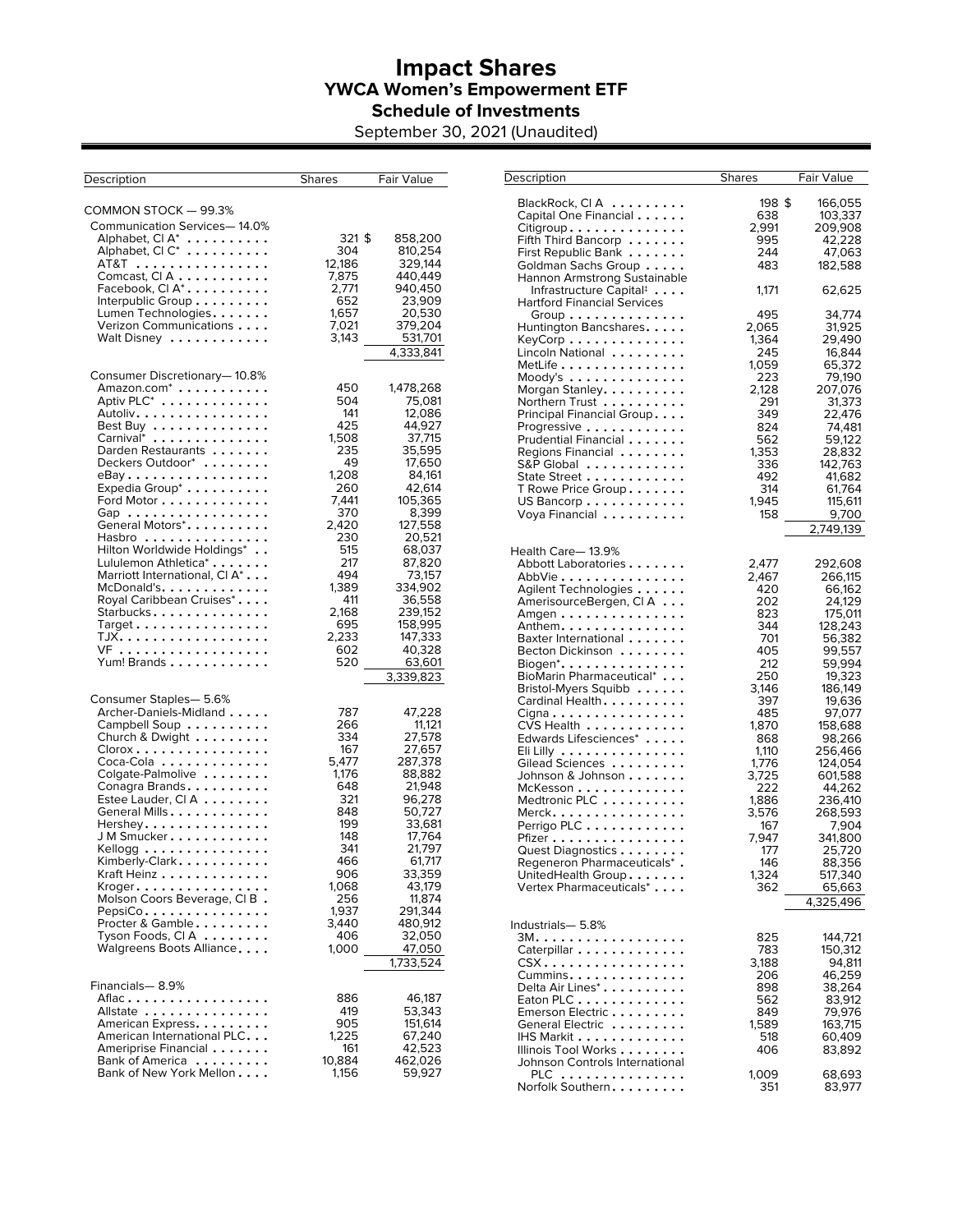# Impact Shares
## YWCA Women's Empowerment ETF
## Schedule of Investments
September 30, 2021 (Unaudited)

| Description | Shares | Fair Value |
|---|---|---|
| COMMON STOCK — 99.3% | | |
| Communication Services— 14.0% | | |
| Alphabet, Cl A* | 321 | $ 858,200 |
| Alphabet, Cl C* | 304 | 810,254 |
| AT&T | 12,186 | 329,144 |
| Comcast, Cl A | 7,875 | 440,449 |
| Facebook, Cl A* | 2,771 | 940,450 |
| Interpublic Group | 652 | 23,909 |
| Lumen Technologies | 1,657 | 20,530 |
| Verizon Communications | 7,021 | 379,204 |
| Walt Disney | 3,143 | 531,701 |
| | | 4,333,841 |
| Consumer Discretionary— 10.8% | | |
| Amazon.com* | 450 | 1,478,268 |
| Aptiv PLC* | 504 | 75,081 |
| Autoliv | 141 | 12,086 |
| Best Buy | 425 | 44,927 |
| Carnival* | 1,508 | 37,715 |
| Darden Restaurants | 235 | 35,595 |
| Deckers Outdoor* | 49 | 17,650 |
| eBay | 1,208 | 84,161 |
| Expedia Group* | 260 | 42,614 |
| Ford Motor | 7,441 | 105,365 |
| Gap | 370 | 8,399 |
| General Motors* | 2,420 | 127,558 |
| Hasbro | 230 | 20,521 |
| Hilton Worldwide Holdings* | 515 | 68,037 |
| Lululemon Athletica* | 217 | 87,820 |
| Marriott International, Cl A* | 494 | 73,157 |
| McDonald's | 1,389 | 334,902 |
| Royal Caribbean Cruises* | 411 | 36,558 |
| Starbucks | 2,168 | 239,152 |
| Target | 695 | 158,995 |
| TJX | 2,233 | 147,333 |
| VF | 602 | 40,328 |
| Yum! Brands | 520 | 63,601 |
| | | 3,339,823 |
| Consumer Staples— 5.6% | | |
| Archer-Daniels-Midland | 787 | 47,228 |
| Campbell Soup | 266 | 11,121 |
| Church & Dwight | 334 | 27,578 |
| Clorox | 167 | 27,657 |
| Coca-Cola | 5,477 | 287,378 |
| Colgate-Palmolive | 1,176 | 88,882 |
| Conagra Brands | 648 | 21,948 |
| Estee Lauder, Cl A | 321 | 96,278 |
| General Mills | 848 | 50,727 |
| Hershey | 199 | 33,681 |
| J M Smucker | 148 | 17,764 |
| Kellogg | 341 | 21,797 |
| Kimberly-Clark | 466 | 61,717 |
| Kraft Heinz | 906 | 33,359 |
| Kroger | 1,068 | 43,179 |
| Molson Coors Beverage, Cl B | 256 | 11,874 |
| PepsiCo | 1,937 | 291,344 |
| Procter & Gamble | 3,440 | 480,912 |
| Tyson Foods, Cl A | 406 | 32,050 |
| Walgreens Boots Alliance | 1,000 | 47,050 |
| | | 1,733,524 |
| Financials— 8.9% | | |
| Aflac | 886 | 46,187 |
| Allstate | 419 | 53,343 |
| American Express | 905 | 151,614 |
| American International PLC | 1,225 | 67,240 |
| Ameriprise Financial | 161 | 42,523 |
| Bank of America | 10,884 | 462,026 |
| Bank of New York Mellon | 1,156 | 59,927 |
| BlackRock, Cl A | 198 | $ 166,055 |
| Capital One Financial | 638 | 103,337 |
| Citigroup | 2,991 | 209,908 |
| Fifth Third Bancorp | 995 | 42,228 |
| First Republic Bank | 244 | 47,063 |
| Goldman Sachs Group | 483 | 182,588 |
| Hannon Armstrong Sustainable Infrastructure Capital‡ | 1,171 | 62,625 |
| Hartford Financial Services Group | 495 | 34,774 |
| Huntington Bancshares | 2,065 | 31,925 |
| KeyCorp | 1,364 | 29,490 |
| Lincoln National | 245 | 16,844 |
| MetLife | 1,059 | 65,372 |
| Moody's | 223 | 79,190 |
| Morgan Stanley | 2,128 | 207,076 |
| Northern Trust | 291 | 31,373 |
| Principal Financial Group | 349 | 22,476 |
| Progressive | 824 | 74,481 |
| Prudential Financial | 562 | 59,122 |
| Regions Financial | 1,353 | 28,832 |
| S&P Global | 336 | 142,763 |
| State Street | 492 | 41,682 |
| T Rowe Price Group | 314 | 61,764 |
| US Bancorp | 1,945 | 115,611 |
| Voya Financial | 158 | 9,700 |
| | | 2,749,139 |
| Health Care— 13.9% | | |
| Abbott Laboratories | 2,477 | 292,608 |
| AbbVie | 2,467 | 266,115 |
| Agilent Technologies | 420 | 66,162 |
| AmerisourceBergen, Cl A | 202 | 24,129 |
| Amgen | 823 | 175,011 |
| Anthem | 344 | 128,243 |
| Baxter International | 701 | 56,382 |
| Becton Dickinson | 405 | 99,557 |
| Biogen* | 212 | 59,994 |
| BioMarin Pharmaceutical* | 250 | 19,323 |
| Bristol-Myers Squibb | 3,146 | 186,149 |
| Cardinal Health | 397 | 19,636 |
| Cigna | 485 | 97,077 |
| CVS Health | 1,870 | 158,688 |
| Edwards Lifesciences* | 868 | 98,266 |
| Eli Lilly | 1,110 | 256,466 |
| Gilead Sciences | 1,776 | 124,054 |
| Johnson & Johnson | 3,725 | 601,588 |
| McKesson | 222 | 44,262 |
| Medtronic PLC | 1,886 | 236,410 |
| Merck | 3,576 | 268,593 |
| Perrigo PLC | 167 | 7,904 |
| Pfizer | 7,947 | 341,800 |
| Quest Diagnostics | 177 | 25,720 |
| Regeneron Pharmaceuticals* | 146 | 88,356 |
| UnitedHealth Group | 1,324 | 517,340 |
| Vertex Pharmaceuticals* | 362 | 65,663 |
| | | 4,325,496 |
| Industrials— 5.8% | | |
| 3M | 825 | 144,721 |
| Caterpillar | 783 | 150,312 |
| CSX | 3,188 | 94,811 |
| Cummins | 206 | 46,259 |
| Delta Air Lines* | 898 | 38,264 |
| Eaton PLC | 562 | 83,912 |
| Emerson Electric | 849 | 79,976 |
| General Electric | 1,589 | 163,715 |
| IHS Markit | 518 | 60,409 |
| Illinois Tool Works | 406 | 83,892 |
| Johnson Controls International PLC | 1,009 | 68,693 |
| Norfolk Southern | 351 | 83,977 |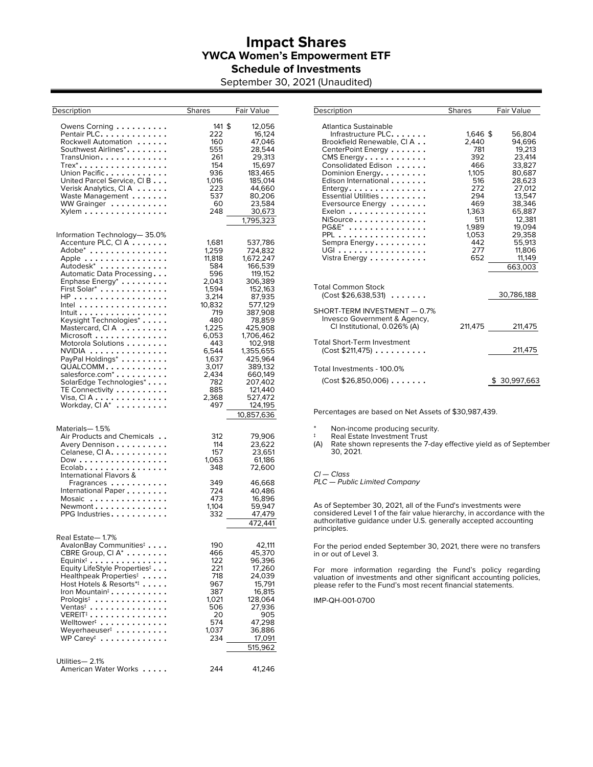# Impact Shares
## YWCA Women's Empowerment ETF
### Schedule of Investments
September 30, 2021 (Unaudited)

| Description | Shares | Fair Value |
|---|---|---|
| Owens Corning | 141 | $ 12,056 |
| Pentair PLC | 222 | 16,124 |
| Rockwell Automation | 160 | 47,046 |
| Southwest Airlines* | 555 | 28,544 |
| TransUnion | 261 | 29,313 |
| Trex* | 154 | 15,697 |
| Union Pacific | 936 | 183,465 |
| United Parcel Service, Cl B | 1,016 | 185,014 |
| Verisk Analytics, Cl A | 223 | 44,660 |
| Waste Management | 537 | 80,206 |
| WW Grainger | 60 | 23,584 |
| Xylem | 248 | 30,673 |
| | | 1,795,323 |
| **Information Technology— 35.0%** | | |
| Accenture PLC, Cl A | 1,681 | 537,786 |
| Adobe* | 1,259 | 724,832 |
| Apple | 11,818 | 1,672,247 |
| Autodesk* | 584 | 166,539 |
| Automatic Data Processing | 596 | 119,152 |
| Enphase Energy* | 2,043 | 306,389 |
| First Solar* | 1,594 | 152,163 |
| HP | 3,214 | 87,935 |
| Intel | 10,832 | 577,129 |
| Intuit | 719 | 387,908 |
| Keysight Technologies* | 480 | 78,859 |
| Mastercard, Cl A | 1,225 | 425,908 |
| Microsoft | 6,053 | 1,706,462 |
| Motorola Solutions | 443 | 102,918 |
| NVIDIA | 6,544 | 1,355,655 |
| PayPal Holdings* | 1,637 | 425,964 |
| QUALCOMM | 3,017 | 389,132 |
| salesforce.com* | 2,434 | 660,149 |
| SolarEdge Technologies* | 782 | 207,402 |
| TE Connectivity | 885 | 121,440 |
| Visa, Cl A | 2,368 | 527,472 |
| Workday, Cl A* | 497 | 124,195 |
| | | 10,857,636 |
| **Materials— 1.5%** | | |
| Air Products and Chemicals | 312 | 79,906 |
| Avery Dennison | 114 | 23,622 |
| Celanese, Cl A | 157 | 23,651 |
| Dow | 1,063 | 61,186 |
| Ecolab | 348 | 72,600 |
| International Flavors & Fragrances | 349 | 46,668 |
| International Paper | 724 | 40,486 |
| Mosaic | 473 | 16,896 |
| Newmont | 1,104 | 59,947 |
| PPG Industries | 332 | 47,479 |
| | | 472,441 |
| **Real Estate— 1.7%** | | |
| AvalonBay Communities‡ | 190 | 42,111 |
| CBRE Group, Cl A* | 466 | 45,370 |
| Equinix‡ | 122 | 96,396 |
| Equity LifeStyle Properties‡ | 221 | 17,260 |
| Healthpeak Properties‡ | 718 | 24,039 |
| Host Hotels & Resorts*‡ | 967 | 15,791 |
| Iron Mountain‡ | 387 | 16,815 |
| Prologis‡ | 1,021 | 128,064 |
| Ventas‡ | 506 | 27,936 |
| VEREIT‡ | 20 | 905 |
| Welltower‡ | 574 | 47,298 |
| Weyerhaeuser‡ | 1,037 | 36,886 |
| WP Carey‡ | 234 | 17,091 |
| | | 515,962 |
| **Utilities— 2.1%** | | |
| American Water Works | 244 | 41,246 |
| Atlantica Sustainable Infrastructure PLC | 1,646 | $ 56,804 |
| Brookfield Renewable, Cl A | 2,440 | 94,696 |
| CenterPoint Energy | 781 | 19,213 |
| CMS Energy | 392 | 23,414 |
| Consolidated Edison | 466 | 33,827 |
| Dominion Energy | 1,105 | 80,687 |
| Edison International | 516 | 28,623 |
| Entergy | 272 | 27,012 |
| Essential Utilities | 294 | 13,547 |
| Eversource Energy | 469 | 38,346 |
| Exelon | 1,363 | 65,887 |
| NiSource | 511 | 12,381 |
| PG&E* | 1,989 | 19,094 |
| PPL | 1,053 | 29,358 |
| Sempra Energy | 442 | 55,913 |
| UGI | 277 | 11,806 |
| Vistra Energy | 652 | 11,149 |
| | | 663,003 |
| **Total Common Stock** (Cost $26,638,531) | | 30,786,188 |
| **SHORT-TERM INVESTMENT — 0.7%** | | |
| Invesco Government & Agency, Cl Institutional, 0.026% (A) | 211,475 | 211,475 |
| **Total Short-Term Investment** (Cost $211,475) | | 211,475 |
| **Total Investments - 100.0%** (Cost $26,850,006) | | $ 30,997,663 |

Percentages are based on Net Assets of $30,987,439.

\* Non-income producing security.
‡ Real Estate Investment Trust
(A) Rate shown represents the 7-day effective yield as of September 30, 2021.

*Cl — Class*
*PLC — Public Limited Company*

As of September 30, 2021, all of the Fund's investments were considered Level 1 of the fair value hierarchy, in accordance with the authoritative guidance under U.S. generally accepted accounting principles.

For the period ended September 30, 2021, there were no transfers in or out of Level 3.

For more information regarding the Fund's policy regarding valuation of investments and other significant accounting policies, please refer to the Fund's most recent financial statements.

IMP-QH-001-0700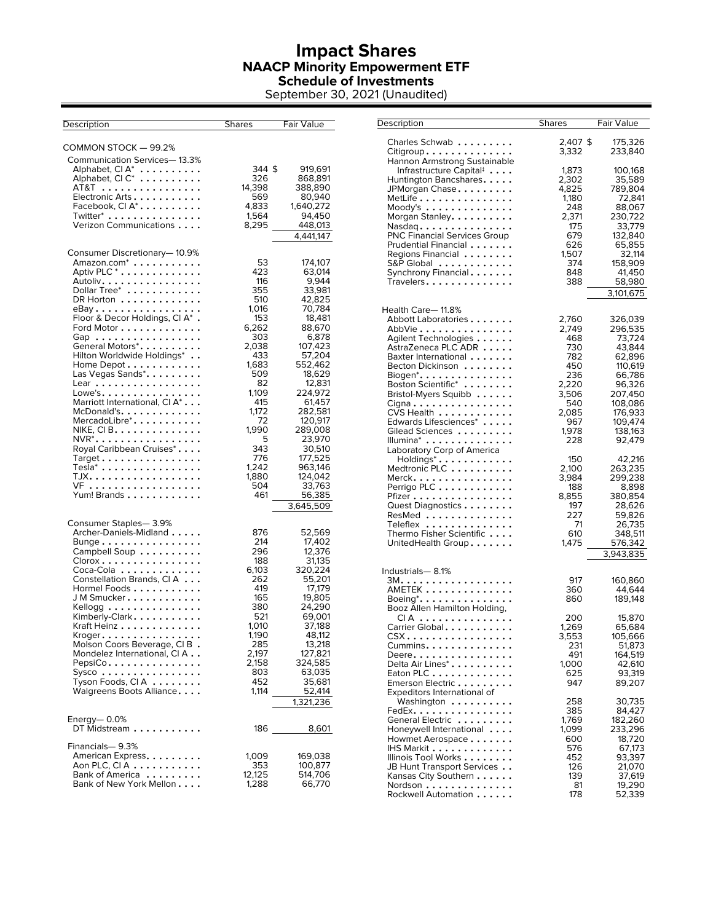# Impact Shares
## NAACP Minority Empowerment ETF
## Schedule of Investments
September 30, 2021 (Unaudited)

| Description | Shares | Fair Value |
|---|---|---|
| COMMON STOCK — 99.2% | | |
| Communication Services— 13.3% | | |
| Alphabet, Cl A* | 344 | $ 919,691 |
| Alphabet, Cl C* | 326 | 868,891 |
| AT&T | 14,398 | 388,890 |
| Electronic Arts | 569 | 80,940 |
| Facebook, Cl A* | 4,833 | 1,640,272 |
| Twitter* | 1,564 | 94,450 |
| Verizon Communications | 8,295 | 448,013 |
| | | 4,441,147 |
| Consumer Discretionary— 10.9% | | |
| Amazon.com* | 53 | 174,107 |
| Aptiv PLC * | 423 | 63,014 |
| Autoliv | 116 | 9,944 |
| Dollar Tree* | 355 | 33,981 |
| DR Horton | 510 | 42,825 |
| eBay | 1,016 | 70,784 |
| Floor & Decor Holdings, Cl A* | 153 | 18,481 |
| Ford Motor | 6,262 | 88,670 |
| Gap | 303 | 6,878 |
| General Motors* | 2,038 | 107,423 |
| Hilton Worldwide Holdings* | 433 | 57,204 |
| Home Depot | 1,683 | 552,462 |
| Las Vegas Sands* | 509 | 18,629 |
| Lear | 82 | 12,831 |
| Lowe's | 1,109 | 224,972 |
| Marriott International, Cl A* | 415 | 61,457 |
| McDonald's | 1,172 | 282,581 |
| MercadoLibre* | 72 | 120,917 |
| NIKE, Cl B | 1,990 | 289,008 |
| NVR* | 5 | 23,970 |
| Royal Caribbean Cruises* | 343 | 30,510 |
| Target | 776 | 177,525 |
| Tesla* | 1,242 | 963,146 |
| TJX | 1,880 | 124,042 |
| VF | 504 | 33,763 |
| Yum! Brands | 461 | 56,385 |
| | | 3,645,509 |
| Consumer Staples— 3.9% | | |
| Archer-Daniels-Midland | 876 | 52,569 |
| Bunge | 214 | 17,402 |
| Campbell Soup | 296 | 12,376 |
| Clorox | 188 | 31,135 |
| Coca-Cola | 6,103 | 320,224 |
| Constellation Brands, Cl A | 262 | 55,201 |
| Hormel Foods | 419 | 17,179 |
| J M Smucker | 165 | 19,805 |
| Kellogg | 380 | 24,290 |
| Kimberly-Clark | 521 | 69,001 |
| Kraft Heinz | 1,010 | 37,188 |
| Kroger | 1,190 | 48,112 |
| Molson Coors Beverage, Cl B | 285 | 13,218 |
| Mondelez International, Cl A | 2,197 | 127,821 |
| PepsiCo | 2,158 | 324,585 |
| Sysco | 803 | 63,035 |
| Tyson Foods, Cl A | 452 | 35,681 |
| Walgreens Boots Alliance | 1,114 | 52,414 |
| | | 1,321,236 |
| Energy— 0.0% | | |
| DT Midstream | 186 | 8,601 |
| Financials— 9.3% | | |
| American Express | 1,009 | 169,038 |
| Aon PLC, Cl A | 353 | 100,877 |
| Bank of America | 12,125 | 514,706 |
| Bank of New York Mellon | 1,288 | 66,770 |
| Charles Schwab | 2,407 | $ 175,326 |
| Citigroup | 3,332 | 233,840 |
| Hannon Armstrong Sustainable Infrastructure Capital‡ | 1,873 | 100,168 |
| Huntington Bancshares | 2,302 | 35,589 |
| JPMorgan Chase | 4,825 | 789,804 |
| MetLife | 1,180 | 72,841 |
| Moody's | 248 | 88,067 |
| Morgan Stanley | 2,371 | 230,722 |
| Nasdaq | 175 | 33,779 |
| PNC Financial Services Group | 679 | 132,840 |
| Prudential Financial | 626 | 65,855 |
| Regions Financial | 1,507 | 32,114 |
| S&P Global | 374 | 158,909 |
| Synchrony Financial | 848 | 41,450 |
| Travelers | 388 | 58,980 |
| | | 3,101,675 |
| Health Care— 11.8% | | |
| Abbott Laboratories | 2,760 | 326,039 |
| AbbVie | 2,749 | 296,535 |
| Agilent Technologies | 468 | 73,724 |
| AstraZeneca PLC ADR | 730 | 43,844 |
| Baxter International | 782 | 62,896 |
| Becton Dickinson | 450 | 110,619 |
| Biogen* | 236 | 66,786 |
| Boston Scientific* | 2,220 | 96,326 |
| Bristol-Myers Squibb | 3,506 | 207,450 |
| Cigna | 540 | 108,086 |
| CVS Health | 2,085 | 176,933 |
| Edwards Lifesciences* | 967 | 109,474 |
| Gilead Sciences | 1,978 | 138,163 |
| Illumina* | 228 | 92,479 |
| Laboratory Corp of America Holdings* | 150 | 42,216 |
| Medtronic PLC | 2,100 | 263,235 |
| Merck | 3,984 | 299,238 |
| Perrigo PLC | 188 | 8,898 |
| Pfizer | 8,855 | 380,854 |
| Quest Diagnostics | 197 | 28,626 |
| ResMed | 227 | 59,826 |
| Teleflex | 71 | 26,735 |
| Thermo Fisher Scientific | 610 | 348,511 |
| UnitedHealth Group | 1,475 | 576,342 |
| | | 3,943,835 |
| Industrials— 8.1% | | |
| 3M | 917 | 160,860 |
| AMETEK | 360 | 44,644 |
| Boeing* | 860 | 189,148 |
| Booz Allen Hamilton Holding, Cl A | 200 | 15,870 |
| Carrier Global | 1,269 | 65,684 |
| CSX | 3,553 | 105,666 |
| Cummins | 231 | 51,873 |
| Deere | 491 | 164,519 |
| Delta Air Lines* | 1,000 | 42,610 |
| Eaton PLC | 625 | 93,319 |
| Emerson Electric | 947 | 89,207 |
| Expeditors International of Washington | 258 | 30,735 |
| FedEx | 385 | 84,427 |
| General Electric | 1,769 | 182,260 |
| Honeywell International | 1,099 | 233,296 |
| Howmet Aerospace | 600 | 18,720 |
| IHS Markit | 576 | 67,173 |
| Illinois Tool Works | 452 | 93,397 |
| JB Hunt Transport Services | 126 | 21,070 |
| Kansas City Southern | 139 | 37,619 |
| Nordson | 81 | 19,290 |
| Rockwell Automation | 178 | 52,339 |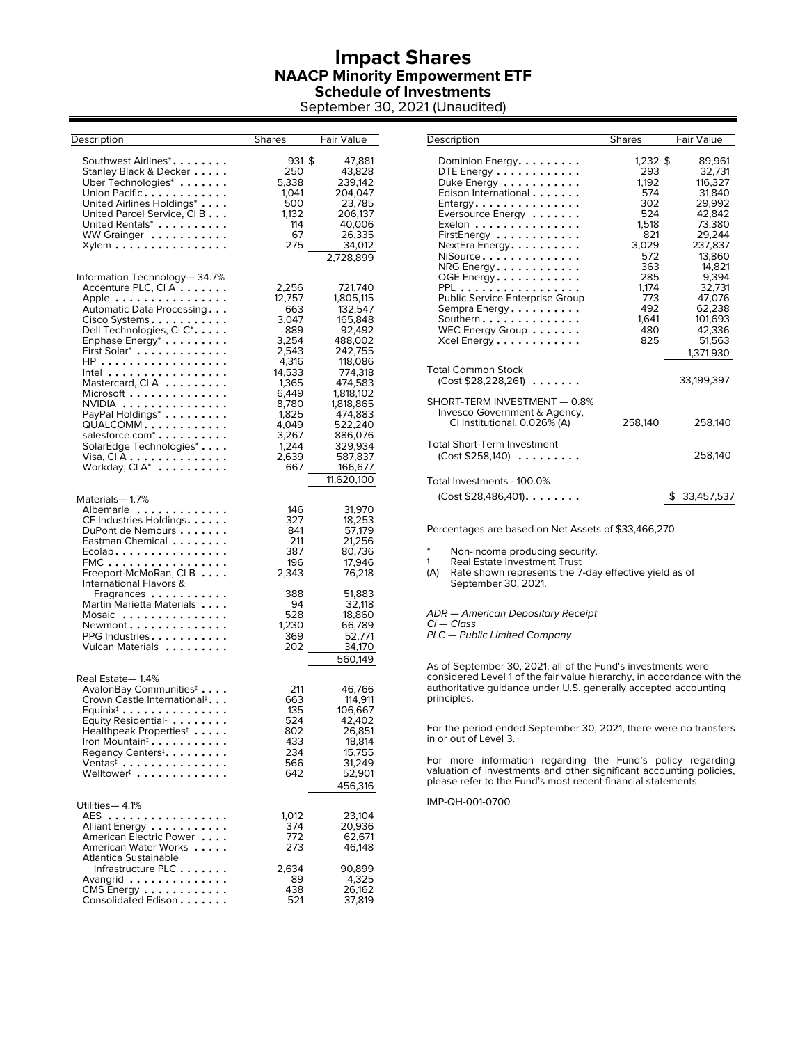# Impact Shares
## NAACP Minority Empowerment ETF
## Schedule of Investments
September 30, 2021 (Unaudited)

| Description | Shares | Fair Value |
|---|---|---|
| Southwest Airlines* | 931 | $ 47,881 |
| Stanley Black & Decker | 250 | 43,828 |
| Uber Technologies* | 5,338 | 239,142 |
| Union Pacific | 1,041 | 204,047 |
| United Airlines Holdings* | 500 | 23,785 |
| United Parcel Service, Cl B | 1,132 | 206,137 |
| United Rentals* | 114 | 40,006 |
| WW Grainger | 67 | 26,335 |
| Xylem | 275 | 34,012 |
| | | 2,728,899 |
| **Information Technology— 34.7%** | | |
| Accenture PLC, Cl A | 2,256 | 721,740 |
| Apple | 12,757 | 1,805,115 |
| Automatic Data Processing | 663 | 132,547 |
| Cisco Systems | 3,047 | 165,848 |
| Dell Technologies, Cl C* | 889 | 92,492 |
| Enphase Energy* | 3,254 | 488,002 |
| First Solar* | 2,543 | 242,755 |
| HP | 4,316 | 118,086 |
| Intel | 14,533 | 774,318 |
| Mastercard, Cl A | 1,365 | 474,583 |
| Microsoft | 6,449 | 1,818,102 |
| NVIDIA | 8,780 | 1,818,865 |
| PayPal Holdings* | 1,825 | 474,883 |
| QUALCOMM | 4,049 | 522,240 |
| salesforce.com* | 3,267 | 886,076 |
| SolarEdge Technologies* | 1,244 | 329,934 |
| Visa, Cl A | 2,639 | 587,837 |
| Workday, Cl A* | 667 | 166,677 |
| | | 11,620,100 |
| **Materials— 1.7%** | | |
| Albemarle | 146 | 31,970 |
| CF Industries Holdings | 327 | 18,253 |
| DuPont de Nemours | 841 | 57,179 |
| Eastman Chemical | 211 | 21,256 |
| Ecolab | 387 | 80,736 |
| FMC | 196 | 17,946 |
| Freeport-McMoRan, Cl B | 2,343 | 76,218 |
| International Flavors & Fragrances | 388 | 51,883 |
| Martin Marietta Materials | 94 | 32,118 |
| Mosaic | 528 | 18,860 |
| Newmont | 1,230 | 66,789 |
| PPG Industries | 369 | 52,771 |
| Vulcan Materials | 202 | 34,170 |
| | | 560,149 |
| **Real Estate— 1.4%** | | |
| AvalonBay Communities‡ | 211 | 46,766 |
| Crown Castle International‡ | 663 | 114,911 |
| Equinix‡ | 135 | 106,667 |
| Equity Residential‡ | 524 | 42,402 |
| Healthpeak Properties‡ | 802 | 26,851 |
| Iron Mountain‡ | 433 | 18,814 |
| Regency Centers‡ | 234 | 15,755 |
| Ventas‡ | 566 | 31,249 |
| Welltower‡ | 642 | 52,901 |
| | | 456,316 |
| **Utilities— 4.1%** | | |
| AES | 1,012 | 23,104 |
| Alliant Energy | 374 | 20,936 |
| American Electric Power | 772 | 62,671 |
| American Water Works | 273 | 46,148 |
| Atlantica Sustainable Infrastructure PLC | 2,634 | 90,899 |
| Avangrid | 89 | 4,325 |
| CMS Energy | 438 | 26,162 |
| Consolidated Edison | 521 | 37,819 |
| Dominion Energy | 1,232 | $ 89,961 |
| DTE Energy | 293 | 32,731 |
| Duke Energy | 1,192 | 116,327 |
| Edison International | 574 | 31,840 |
| Entergy | 302 | 29,992 |
| Eversource Energy | 524 | 42,842 |
| Exelon | 1,518 | 73,380 |
| FirstEnergy | 821 | 29,244 |
| NextEra Energy | 3,029 | 237,837 |
| NiSource | 572 | 13,860 |
| NRG Energy | 363 | 14,821 |
| OGE Energy | 285 | 9,394 |
| PPL | 1,174 | 32,731 |
| Public Service Enterprise Group | 773 | 47,076 |
| Sempra Energy | 492 | 62,238 |
| Southern | 1,641 | 101,693 |
| WEC Energy Group | 480 | 42,336 |
| Xcel Energy | 825 | 51,563 |
| | | 1,371,930 |
| **Total Common Stock** (Cost $28,228,261) | | 33,199,397 |
| **SHORT-TERM INVESTMENT — 0.8%** | | |
| Invesco Government & Agency, Cl Institutional, 0.026% (A) | 258,140 | 258,140 |
| **Total Short-Term Investment** (Cost $258,140) | | 258,140 |
| **Total Investments - 100.0%** (Cost $28,486,401) | | $ 33,457,537 |

Percentages are based on Net Assets of $33,466,270.

\* Non-income producing security.

‡ Real Estate Investment Trust

(A) Rate shown represents the 7-day effective yield as of September 30, 2021.

*ADR — American Depositary Receipt*
*Cl — Class*
*PLC — Public Limited Company*

As of September 30, 2021, all of the Fund's investments were considered Level 1 of the fair value hierarchy, in accordance with the authoritative guidance under U.S. generally accepted accounting principles.

For the period ended September 30, 2021, there were no transfers in or out of Level 3.

For more information regarding the Fund's policy regarding valuation of investments and other significant accounting policies, please refer to the Fund's most recent financial statements.

IMP-QH-001-0700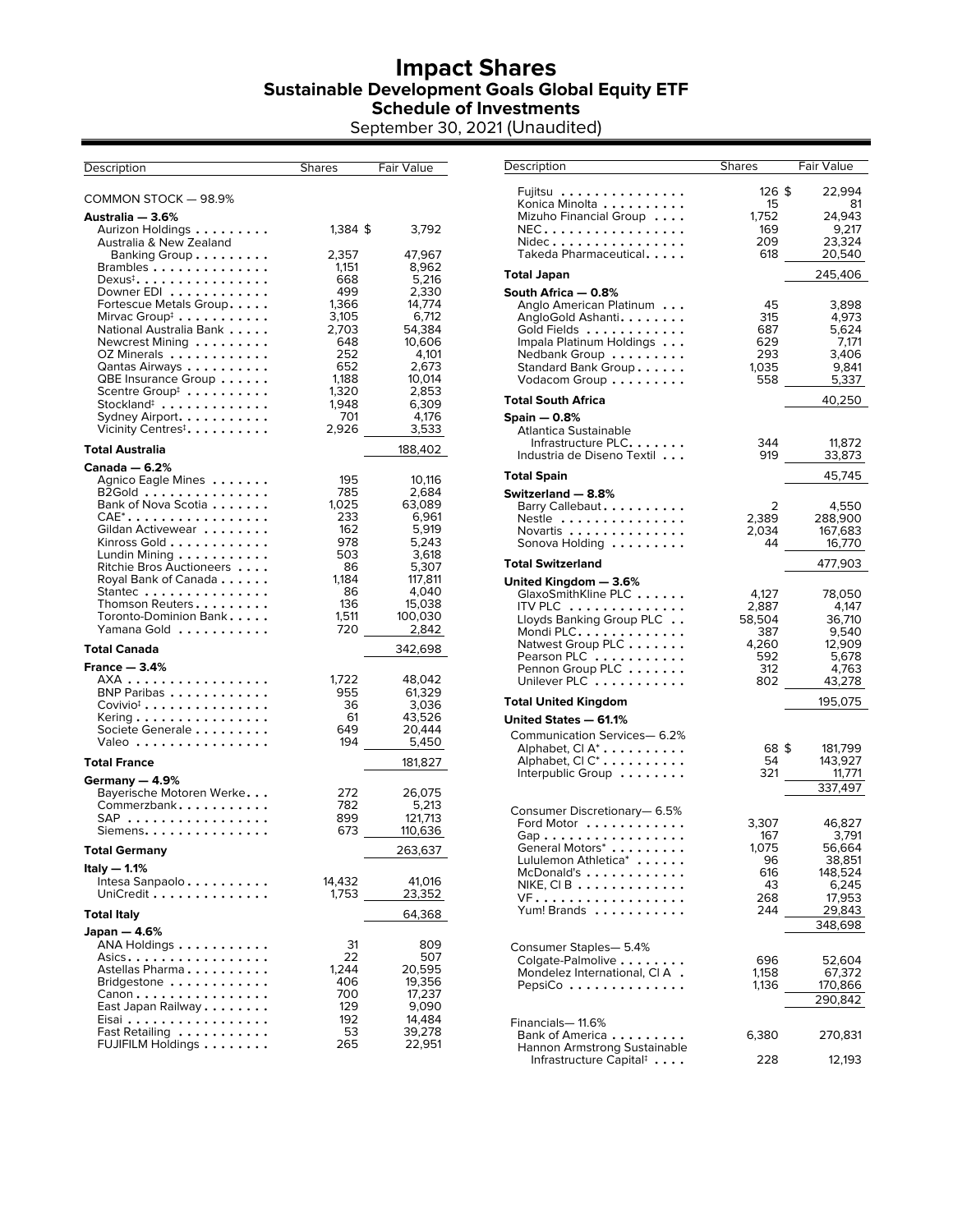# Impact Shares
## Sustainable Development Goals Global Equity ETF
## Schedule of Investments
September 30, 2021 (Unaudited)

| Description | Shares | Fair Value |
|---|---|---|
| **COMMON STOCK — 98.9%** | | |
| **Australia — 3.6%** | | |
| Aurizon Holdings | 1,384 | $ 3,792 |
| Australia & New Zealand Banking Group | 2,357 | 47,967 |
| Brambles | 1,151 | 8,962 |
| Dexus‡ | 668 | 5,216 |
| Downer EDI | 499 | 2,330 |
| Fortescue Metals Group | 1,366 | 14,774 |
| Mirvac Group‡ | 3,105 | 6,712 |
| National Australia Bank | 2,703 | 54,384 |
| Newcrest Mining | 648 | 10,606 |
| OZ Minerals | 252 | 4,101 |
| Qantas Airways | 652 | 2,673 |
| QBE Insurance Group | 1,188 | 10,014 |
| Scentre Group‡ | 1,320 | 2,853 |
| Stockland‡ | 1,948 | 6,309 |
| Sydney Airport | 701 | 4,176 |
| Vicinity Centres‡ | 2,926 | 3,533 |
| **Total Australia** | | 188,402 |
| **Canada — 6.2%** | | |
| Agnico Eagle Mines | 195 | 10,116 |
| B2Gold | 785 | 2,684 |
| Bank of Nova Scotia | 1,025 | 63,089 |
| CAE* | 233 | 6,961 |
| Gildan Activewear | 162 | 5,919 |
| Kinross Gold | 978 | 5,243 |
| Lundin Mining | 503 | 3,618 |
| Ritchie Bros Auctioneers | 86 | 5,307 |
| Royal Bank of Canada | 1,184 | 117,811 |
| Stantec | 86 | 4,040 |
| Thomson Reuters | 136 | 15,038 |
| Toronto-Dominion Bank | 1,511 | 100,030 |
| Yamana Gold | 720 | 2,842 |
| **Total Canada** | | 342,698 |
| **France — 3.4%** | | |
| AXA | 1,722 | 48,042 |
| BNP Paribas | 955 | 61,329 |
| Covivio‡ | 36 | 3,036 |
| Kering | 61 | 43,526 |
| Societe Generale | 649 | 20,444 |
| Valeo | 194 | 5,450 |
| **Total France** | | 181,827 |
| **Germany — 4.9%** | | |
| Bayerische Motoren Werke | 272 | 26,075 |
| Commerzbank | 782 | 5,213 |
| SAP | 899 | 121,713 |
| Siemens | 673 | 110,636 |
| **Total Germany** | | 263,637 |
| **Italy — 1.1%** | | |
| Intesa Sanpaolo | 14,432 | 41,016 |
| UniCredit | 1,753 | 23,352 |
| **Total Italy** | | 64,368 |
| **Japan — 4.6%** | | |
| ANA Holdings | 31 | 809 |
| Asics | 22 | 507 |
| Astellas Pharma | 1,244 | 20,595 |
| Bridgestone | 406 | 19,356 |
| Canon | 700 | 17,237 |
| East Japan Railway | 129 | 9,090 |
| Eisai | 192 | 14,484 |
| Fast Retailing | 53 | 39,278 |
| FUJIFILM Holdings | 265 | 22,951 |
| Fujitsu | 126 | $ 22,994 |
| Konica Minolta | 15 | 81 |
| Mizuho Financial Group | 1,752 | 24,943 |
| NEC | 169 | 9,217 |
| Nidec | 209 | 23,324 |
| Takeda Pharmaceutical | 618 | 20,540 |
| **Total Japan** | | 245,406 |
| **South Africa — 0.8%** | | |
| Anglo American Platinum | 45 | 3,898 |
| AngloGold Ashanti | 315 | 4,973 |
| Gold Fields | 687 | 5,624 |
| Impala Platinum Holdings | 629 | 7,171 |
| Nedbank Group | 293 | 3,406 |
| Standard Bank Group | 1,035 | 9,841 |
| Vodacom Group | 558 | 5,337 |
| **Total South Africa** | | 40,250 |
| **Spain — 0.8%** | | |
| Atlantica Sustainable Infrastructure PLC | 344 | 11,872 |
| Industria de Diseno Textil | 919 | 33,873 |
| **Total Spain** | | 45,745 |
| **Switzerland — 8.8%** | | |
| Barry Callebaut | 2 | 4,550 |
| Nestle | 2,389 | 288,900 |
| Novartis | 2,034 | 167,683 |
| Sonova Holding | 44 | 16,770 |
| **Total Switzerland** | | 477,903 |
| **United Kingdom — 3.6%** | | |
| GlaxoSmithKline PLC | 4,127 | 78,050 |
| ITV PLC | 2,887 | 4,147 |
| Lloyds Banking Group PLC | 58,504 | 36,710 |
| Mondi PLC | 387 | 9,540 |
| Natwest Group PLC | 4,260 | 12,909 |
| Pearson PLC | 592 | 5,678 |
| Pennon Group PLC | 312 | 4,763 |
| Unilever PLC | 802 | 43,278 |
| **Total United Kingdom** | | 195,075 |
| **United States — 61.1%** | | |
| Communication Services— 6.2% | | |
| Alphabet, Cl A* | 68 | $ 181,799 |
| Alphabet, Cl C* | 54 | 143,927 |
| Interpublic Group | 321 | 11,771 |
| | | 337,497 |
| Consumer Discretionary— 6.5% | | |
| Ford Motor | 3,307 | 46,827 |
| Gap | 167 | 3,791 |
| General Motors* | 1,075 | 56,664 |
| Lululemon Athletica* | 96 | 38,851 |
| McDonald's | 616 | 148,524 |
| NIKE, Cl B | 43 | 6,245 |
| VF | 268 | 17,953 |
| Yum! Brands | 244 | 29,843 |
| | | 348,698 |
| Consumer Staples— 5.4% | | |
| Colgate-Palmolive | 696 | 52,604 |
| Mondelez International, Cl A | 1,158 | 67,372 |
| PepsiCo | 1,136 | 170,866 |
| | | 290,842 |
| Financials— 11.6% | | |
| Bank of America | 6,380 | 270,831 |
| Hannon Armstrong Sustainable Infrastructure Capital‡ | 228 | 12,193 |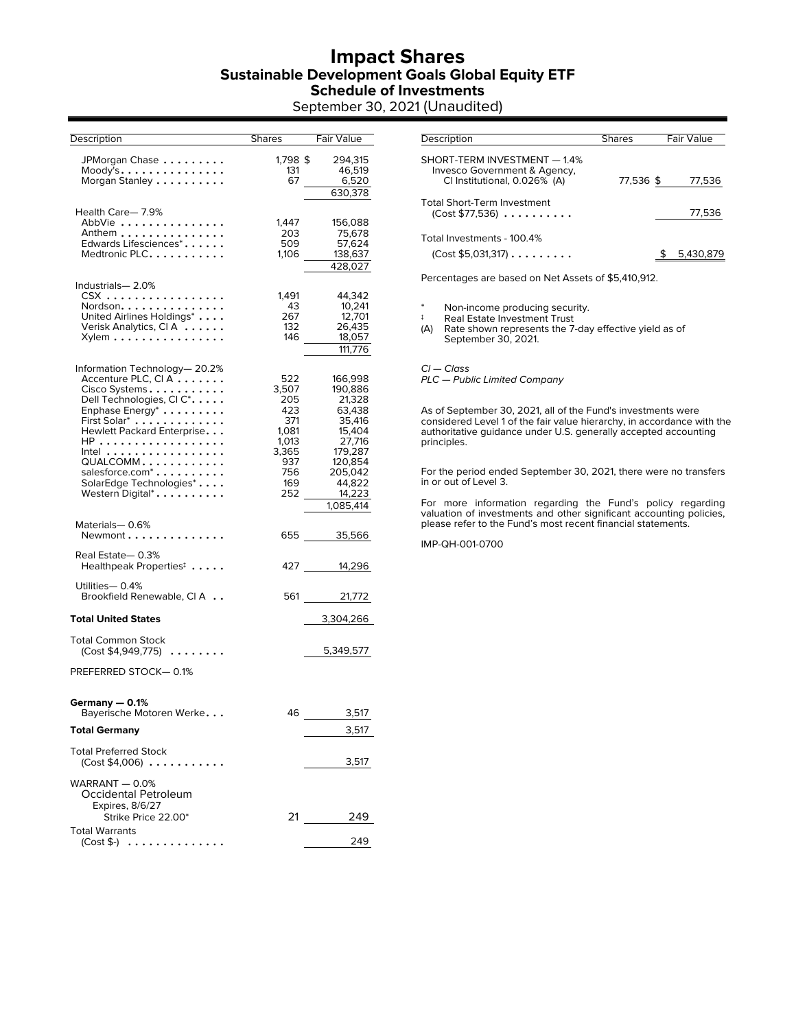# Impact Shares
## Sustainable Development Goals Global Equity ETF
## Schedule of Investments
September 30, 2021 (Unaudited)

| Description | Shares | Fair Value |
|---|---|---|
| JPMorgan Chase | 1,798 | $ 294,315 |
| Moody's | 131 | 46,519 |
| Morgan Stanley | 67 | 6,520 |
| | | 630,378 |
| Health Care— 7.9% | | |
| AbbVie | 1,447 | 156,088 |
| Anthem | 203 | 75,678 |
| Edwards Lifesciences* | 509 | 57,624 |
| Medtronic PLC | 1,106 | 138,637 |
| | | 428,027 |
| Industrials— 2.0% | | |
| CSX | 1,491 | 44,342 |
| Nordson | 43 | 10,241 |
| United Airlines Holdings* | 267 | 12,701 |
| Verisk Analytics, Cl A | 132 | 26,435 |
| Xylem | 146 | 18,057 |
| | | 111,776 |
| Information Technology— 20.2% | | |
| Accenture PLC, Cl A | 522 | 166,998 |
| Cisco Systems | 3,507 | 190,886 |
| Dell Technologies, Cl C* | 205 | 21,328 |
| Enphase Energy* | 423 | 63,438 |
| First Solar* | 371 | 35,416 |
| Hewlett Packard Enterprise | 1,081 | 15,404 |
| HP | 1,013 | 27,716 |
| Intel | 3,365 | 179,287 |
| QUALCOMM | 937 | 120,854 |
| salesforce.com* | 756 | 205,042 |
| SolarEdge Technologies* | 169 | 44,822 |
| Western Digital* | 252 | 14,223 |
| | | 1,085,414 |
| Materials— 0.6% | | |
| Newmont | 655 | 35,566 |
| Real Estate— 0.3% | | |
| Healthpeak Properties‡ | 427 | 14,296 |
| Utilities— 0.4% | | |
| Brookfield Renewable, Cl A | 561 | 21,772 |
| **Total United States** | | 3,304,266 |
| Total Common Stock (Cost $4,949,775) | | 5,349,577 |
| PREFERRED STOCK— 0.1% | | |
| **Germany — 0.1%** | | |
| Bayerische Motoren Werke | 46 | 3,517 |
| **Total Germany** | | 3,517 |
| Total Preferred Stock (Cost $4,006) | | 3,517 |
| WARRANT — 0.0% | | |
| Occidental Petroleum Expires, 8/6/27 Strike Price 22.00* | 21 | 249 |
| Total Warrants (Cost $-) | | 249 |

| Description | Shares | Fair Value |
|---|---|---|
| SHORT-TERM INVESTMENT — 1.4% | | |
| Invesco Government & Agency, Cl Institutional, 0.026% (A) | 77,536 | $ 77,536 |
| Total Short-Term Investment (Cost $77,536) | | 77,536 |
| Total Investments - 100.4% (Cost $5,031,317) | | $ 5,430,879 |

Percentages are based on Net Assets of $5,410,912.

\* Non-income producing security.  
‡ Real Estate Investment Trust  
(A) Rate shown represents the 7-day effective yield as of September 30, 2021.

*Cl — Class*  
*PLC — Public Limited Company*

As of September 30, 2021, all of the Fund's investments were considered Level 1 of the fair value hierarchy, in accordance with the authoritative guidance under U.S. generally accepted accounting principles.

For the period ended September 30, 2021, there were no transfers in or out of Level 3.

For more information regarding the Fund's policy regarding valuation of investments and other significant accounting policies, please refer to the Fund's most recent financial statements.

IMP-QH-001-0700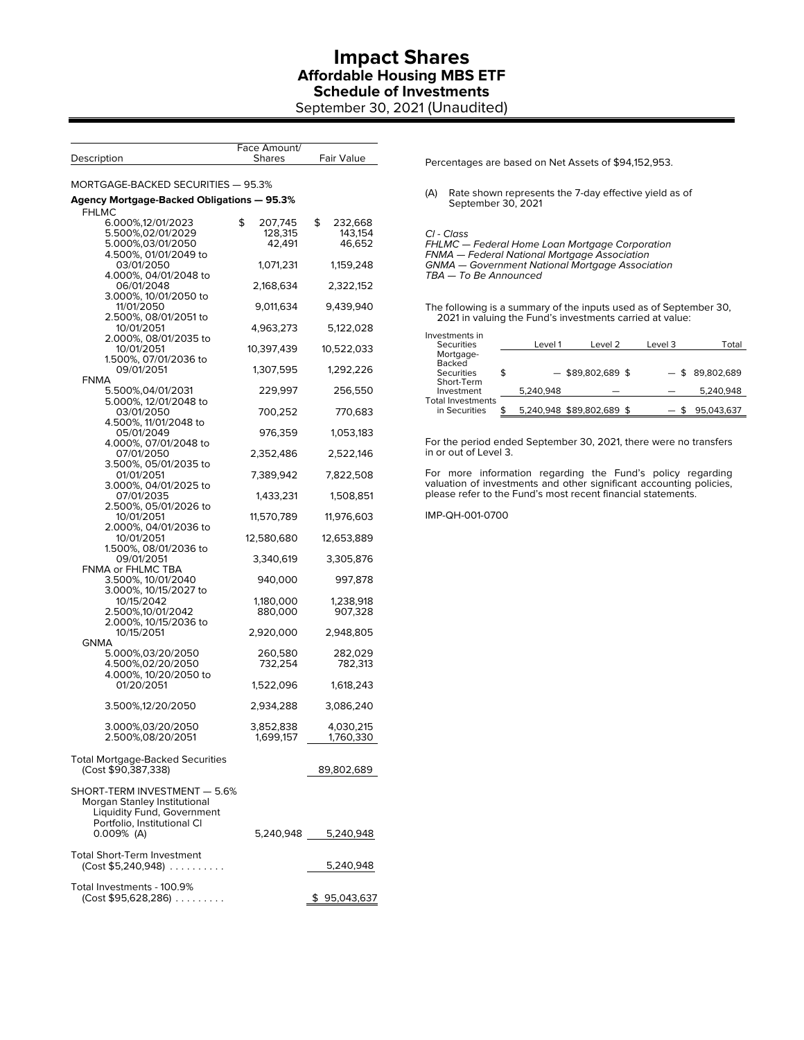# Impact Shares
## Affordable Housing MBS ETF
## Schedule of Investments
September 30, 2021 (Unaudited)

| Description | Face Amount/ Shares | Fair Value |
|---|---|---|
| MORTGAGE-BACKED SECURITIES — 95.3% | | |
| **Agency Mortgage-Backed Obligations — 95.3%** | | |
| FHLMC | | |
| 6.000%,12/01/2023 | $ 207,745 | $ 232,668 |
| 5.500%,02/01/2029 | 128,315 | 143,154 |
| 5.000%,03/01/2050 | 42,491 | 46,652 |
| 4.500%, 01/01/2049 to 03/01/2050 | 1,071,231 | 1,159,248 |
| 4.000%, 04/01/2048 to 06/01/2048 | 2,168,634 | 2,322,152 |
| 3.000%, 10/01/2050 to 11/01/2050 | 9,011,634 | 9,439,940 |
| 2.500%, 08/01/2051 to 10/01/2051 | 4,963,273 | 5,122,028 |
| 2.000%, 08/01/2035 to 10/01/2051 | 10,397,439 | 10,522,033 |
| 1.500%, 07/01/2036 to 09/01/2051 | 1,307,595 | 1,292,226 |
| FNMA | | |
| 5.500%,04/01/2031 | 229,997 | 256,550 |
| 5.000%, 12/01/2048 to 03/01/2050 | 700,252 | 770,683 |
| 4.500%, 11/01/2048 to 05/01/2049 | 976,359 | 1,053,183 |
| 4.000%, 07/01/2048 to 07/01/2050 | 2,352,486 | 2,522,146 |
| 3.500%, 05/01/2035 to 01/01/2051 | 7,389,942 | 7,822,508 |
| 3.000%, 04/01/2025 to 07/01/2035 | 1,433,231 | 1,508,851 |
| 2.500%, 05/01/2026 to 10/01/2051 | 11,570,789 | 11,976,603 |
| 2.000%, 04/01/2036 to 10/01/2051 | 12,580,680 | 12,653,889 |
| 1.500%, 08/01/2036 to 09/01/2051 | 3,340,619 | 3,305,876 |
| FNMA or FHLMC TBA | | |
| 3.500%, 10/01/2040 | 940,000 | 997,878 |
| 3.000%, 10/15/2027 to 10/15/2042 | 1,180,000 | 1,238,918 |
| 2.500%,10/01/2042 | 880,000 | 907,328 |
| 2.000%, 10/15/2036 to 10/15/2051 | 2,920,000 | 2,948,805 |
| GNMA | | |
| 5.000%,03/20/2050 | 260,580 | 282,029 |
| 4.500%,02/20/2050 | 732,254 | 782,313 |
| 4.000%, 10/20/2050 to 01/20/2051 | 1,522,096 | 1,618,243 |
| 3.500%,12/20/2050 | 2,934,288 | 3,086,240 |
| 3.000%,03/20/2050 | 3,852,838 | 4,030,215 |
| 2.500%,08/20/2051 | 1,699,157 | 1,760,330 |
| Total Mortgage-Backed Securities (Cost $90,387,338) | | 89,802,689 |
| SHORT-TERM INVESTMENT — 5.6% | | |
| Morgan Stanley Institutional Liquidity Fund, Government Portfolio, Institutional Cl 0.009% (A) | 5,240,948 | 5,240,948 |
| Total Short-Term Investment (Cost $5,240,948) | | 5,240,948 |
| Total Investments - 100.9% (Cost $95,628,286) | | $ 95,043,637 |

Percentages are based on Net Assets of $94,152,953.

(A) Rate shown represents the 7-day effective yield as of September 30, 2021

*Cl - Class*
*FHLMC — Federal Home Loan Mortgage Corporation*
*FNMA — Federal National Mortgage Association*
*GNMA — Government National Mortgage Association*
*TBA — To Be Announced*

The following is a summary of the inputs used as of September 30, 2021 in valuing the Fund's investments carried at value:

| Investments in Securities | Level 1 | Level 2 | Level 3 | Total |
|---|---|---|---|---|
| Mortgage-Backed Securities | $ — | $89,802,689 | $ — | $ 89,802,689 |
| Short-Term Investment | 5,240,948 | — | — | 5,240,948 |
| Total Investments in Securities | $ 5,240,948 | $89,802,689 | $ — | $ 95,043,637 |

For the period ended September 30, 2021, there were no transfers in or out of Level 3.

For more information regarding the Fund's policy regarding valuation of investments and other significant accounting policies, please refer to the Fund's most recent financial statements.

IMP-QH-001-0700